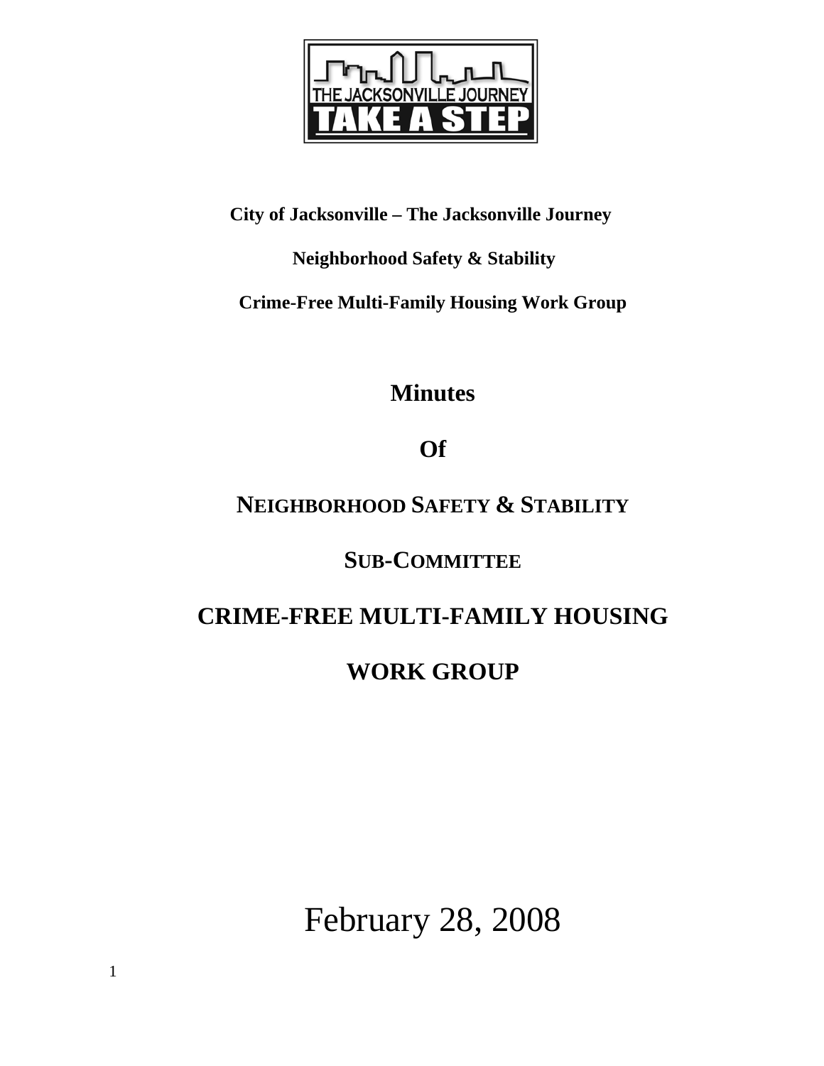**City of Jacksonville – The Jacksonville Journey**

**Neighborhood Safety & Stability**

**Crime-Free Multi-Family Housing Work Group**

# Minutes

# Of

# NEIGHBORHOOD SAFETY & STABILITY

# SUB-COMMITTEE

# CRIME-FREE MULTI-FAMILY HOUSING

# WORK GROUP

February 28, 2008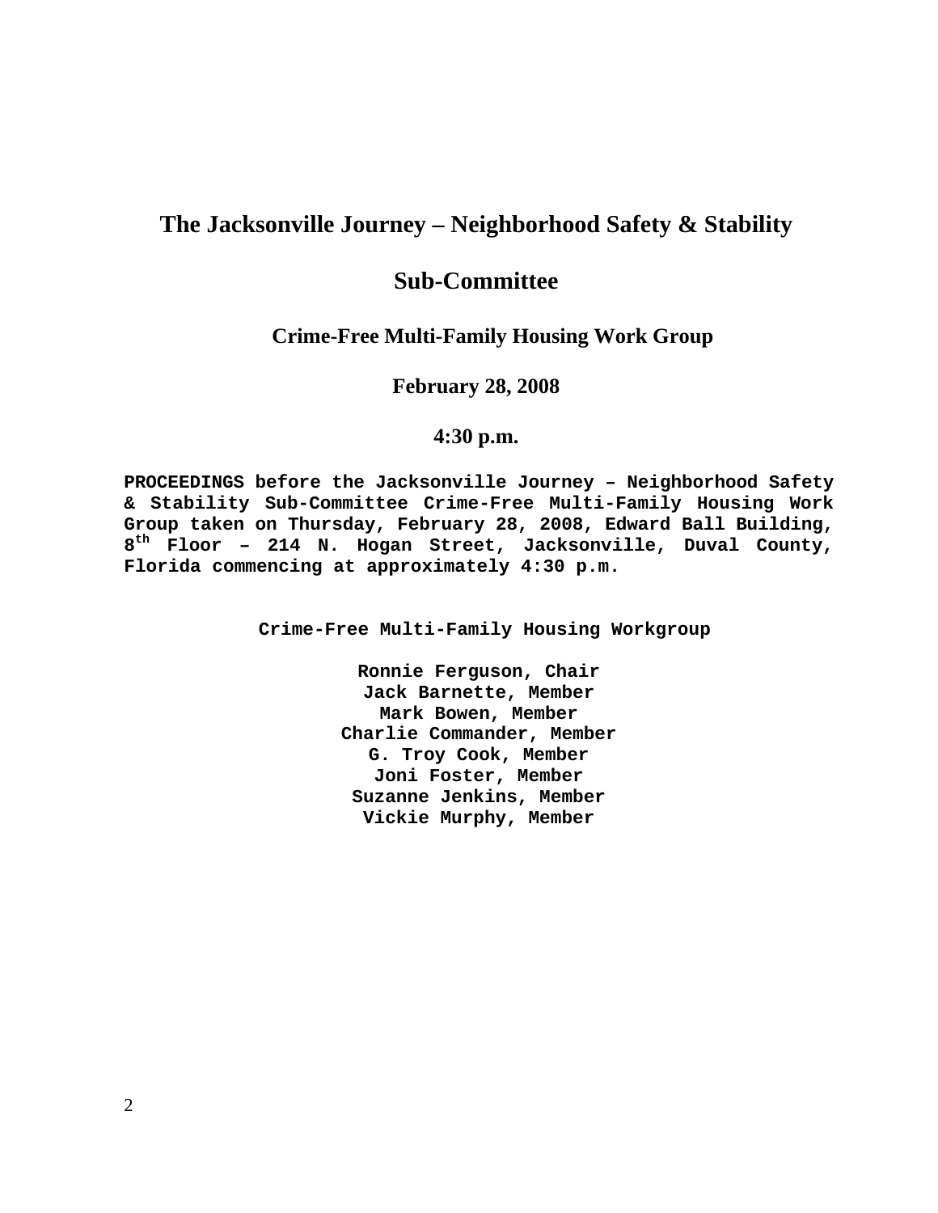# The Jacksonville Journey – Neighborhood Safety & Stability

# Sub-Committee

## Crime-Free Multi-Family Housing Work Group

### February 28, 2008

### 4:30 p.m.

**PROCEEDINGS before the Jacksonville Journey – Neighborhood Safety & Stability Sub-Committee Crime-Free Multi-Family Housing Work Group taken on Thursday, February 28, 2008, Edward Ball Building, 8th Floor – 214 N. Hogan Street, Jacksonville, Duval County, Florida commencing at approximately 4:30 p.m.**

**Crime-Free Multi-Family Housing Workgroup**

**Ronnie Ferguson, Chair**
**Jack Barnette, Member**
**Mark Bowen, Member**
**Charlie Commander, Member**
**G. Troy Cook, Member**
**Joni Foster, Member**
**Suzanne Jenkins, Member**
**Vickie Murphy, Member**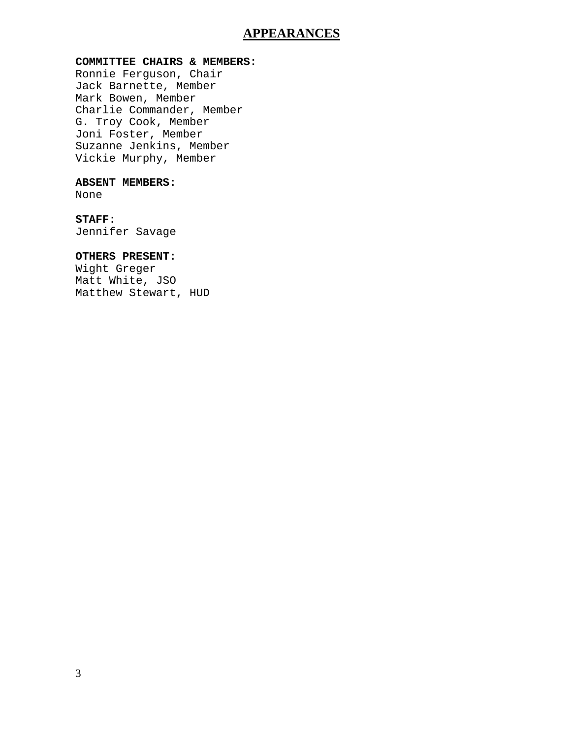# APPEARANCES

**COMMITTEE CHAIRS & MEMBERS:**
Ronnie Ferguson, Chair
Jack Barnette, Member
Mark Bowen, Member
Charlie Commander, Member
G. Troy Cook, Member
Joni Foster, Member
Suzanne Jenkins, Member
Vickie Murphy, Member

**ABSENT MEMBERS:**
None

**STAFF:**
Jennifer Savage

**OTHERS PRESENT:**
Wight Greger
Matt White, JSO
Matthew Stewart, HUD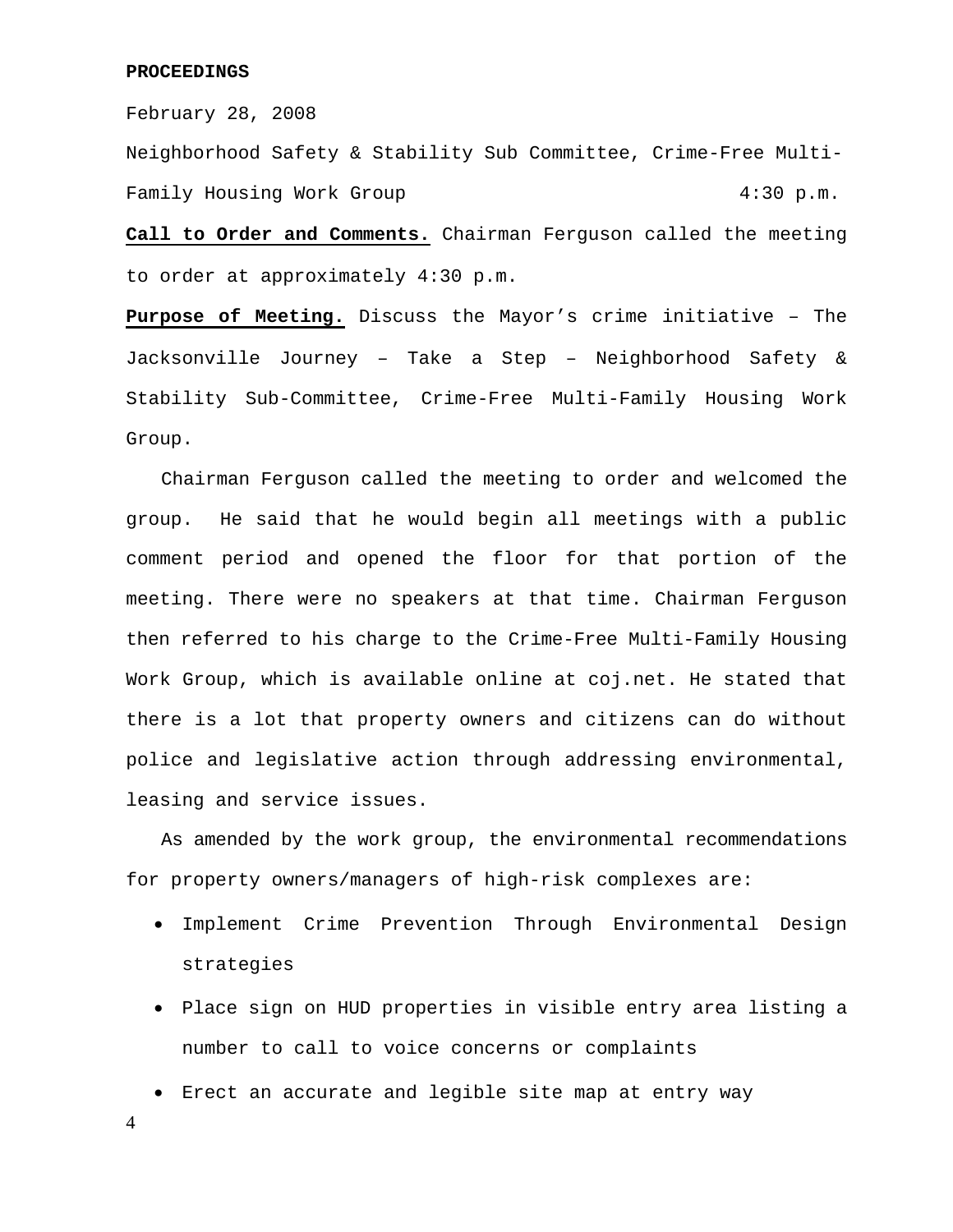**PROCEEDINGS**

February 28, 2008

Neighborhood Safety & Stability Sub Committee, Crime-Free Multi-Family Housing Work Group 4:30 p.m.

**Call to Order and Comments.** Chairman Ferguson called the meeting to order at approximately 4:30 p.m.

**Purpose of Meeting.** Discuss the Mayor's crime initiative – The Jacksonville Journey – Take a Step – Neighborhood Safety & Stability Sub-Committee, Crime-Free Multi-Family Housing Work Group.

Chairman Ferguson called the meeting to order and welcomed the group. He said that he would begin all meetings with a public comment period and opened the floor for that portion of the meeting. There were no speakers at that time. Chairman Ferguson then referred to his charge to the Crime-Free Multi-Family Housing Work Group, which is available online at coj.net. He stated that there is a lot that property owners and citizens can do without police and legislative action through addressing environmental, leasing and service issues.

As amended by the work group, the environmental recommendations for property owners/managers of high-risk complexes are:

- Implement Crime Prevention Through Environmental Design strategies
- Place sign on HUD properties in visible entry area listing a number to call to voice concerns or complaints
- Erect an accurate and legible site map at entry way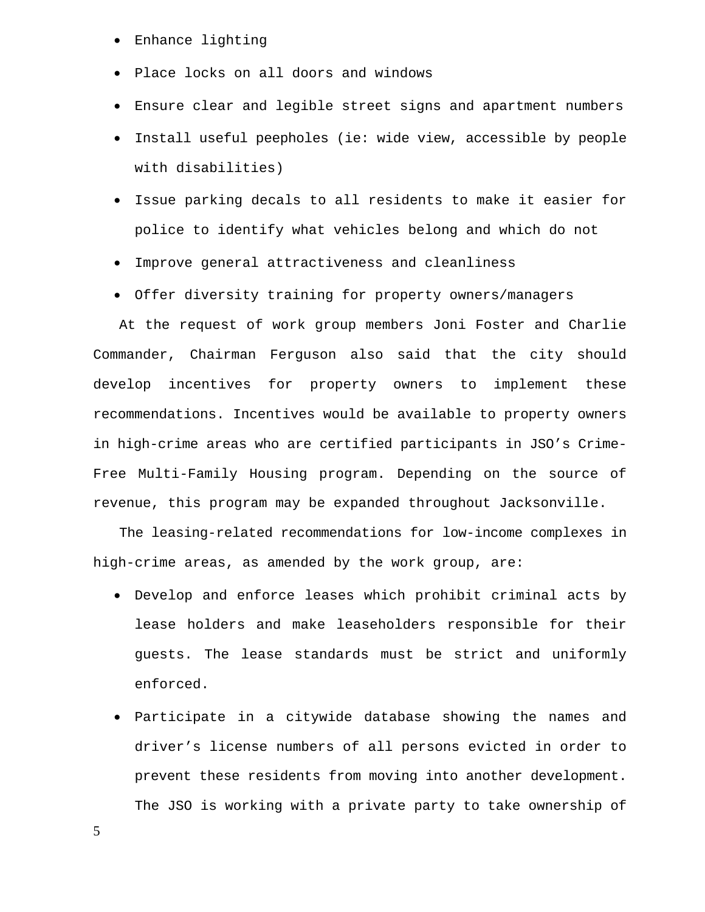- Enhance lighting
- Place locks on all doors and windows
- Ensure clear and legible street signs and apartment numbers
- Install useful peepholes (ie: wide view, accessible by people with disabilities)
- Issue parking decals to all residents to make it easier for police to identify what vehicles belong and which do not
- Improve general attractiveness and cleanliness
- Offer diversity training for property owners/managers

At the request of work group members Joni Foster and Charlie Commander, Chairman Ferguson also said that the city should develop incentives for property owners to implement these recommendations. Incentives would be available to property owners in high-crime areas who are certified participants in JSO's Crime-Free Multi-Family Housing program. Depending on the source of revenue, this program may be expanded throughout Jacksonville.

The leasing-related recommendations for low-income complexes in high-crime areas, as amended by the work group, are:

- Develop and enforce leases which prohibit criminal acts by lease holders and make leaseholders responsible for their guests. The lease standards must be strict and uniformly enforced.
- Participate in a citywide database showing the names and driver's license numbers of all persons evicted in order to prevent these residents from moving into another development. The JSO is working with a private party to take ownership of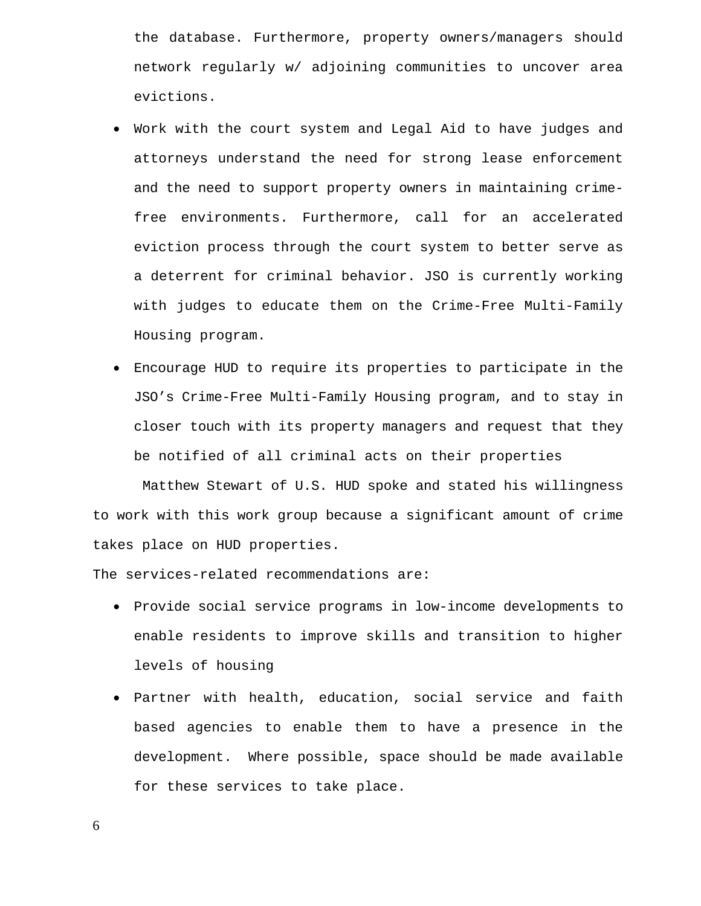the database. Furthermore, property owners/managers should network regularly w/ adjoining communities to uncover area evictions.

- Work with the court system and Legal Aid to have judges and attorneys understand the need for strong lease enforcement and the need to support property owners in maintaining crime-free environments. Furthermore, call for an accelerated eviction process through the court system to better serve as a deterrent for criminal behavior. JSO is currently working with judges to educate them on the Crime-Free Multi-Family Housing program.
- Encourage HUD to require its properties to participate in the JSO's Crime-Free Multi-Family Housing program, and to stay in closer touch with its property managers and request that they be notified of all criminal acts on their properties

Matthew Stewart of U.S. HUD spoke and stated his willingness to work with this work group because a significant amount of crime takes place on HUD properties.

The services-related recommendations are:

- Provide social service programs in low-income developments to enable residents to improve skills and transition to higher levels of housing
- Partner with health, education, social service and faith based agencies to enable them to have a presence in the development. Where possible, space should be made available for these services to take place.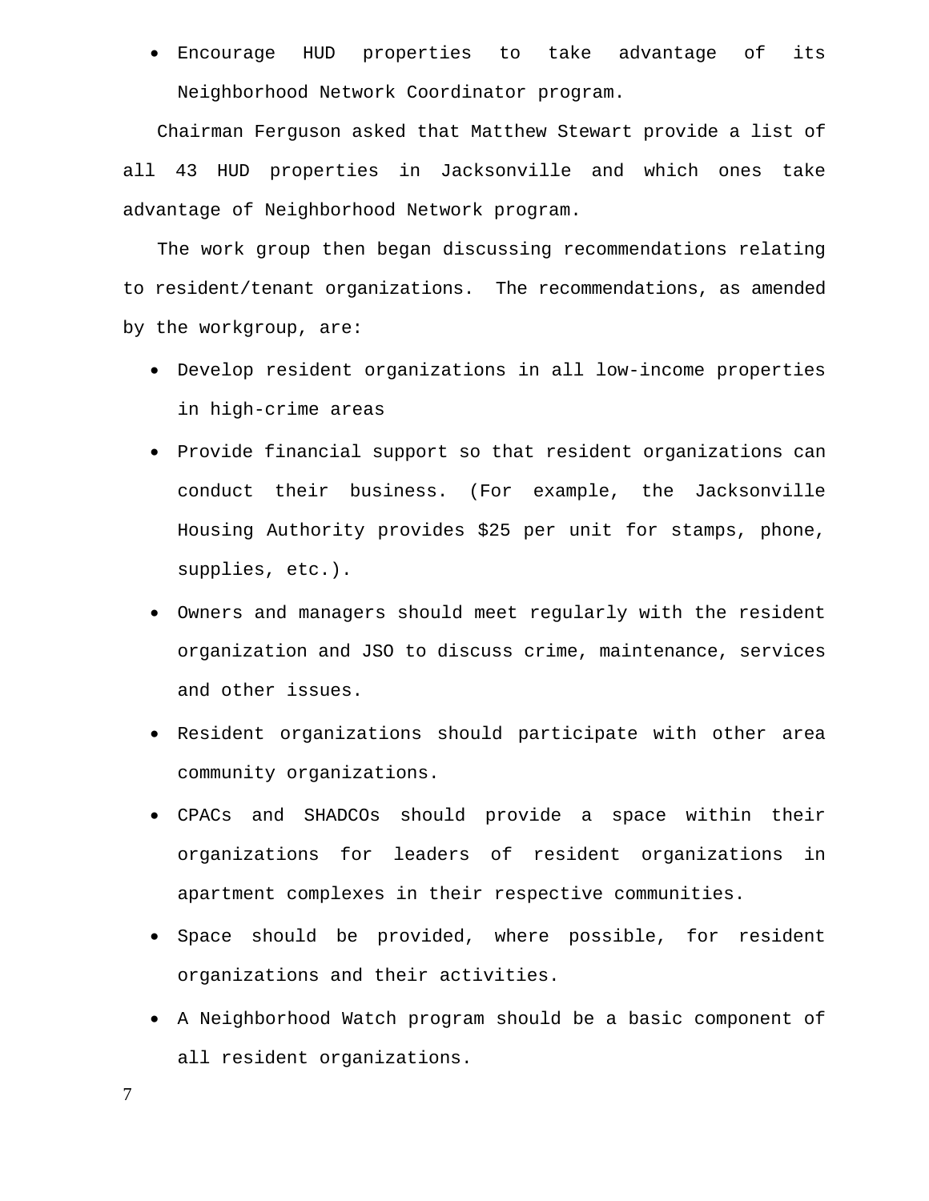- Encourage HUD properties to take advantage of its Neighborhood Network Coordinator program.

Chairman Ferguson asked that Matthew Stewart provide a list of all 43 HUD properties in Jacksonville and which ones take advantage of Neighborhood Network program.

The work group then began discussing recommendations relating to resident/tenant organizations. The recommendations, as amended by the workgroup, are:

- Develop resident organizations in all low-income properties in high-crime areas
- Provide financial support so that resident organizations can conduct their business. (For example, the Jacksonville Housing Authority provides $25 per unit for stamps, phone, supplies, etc.).
- Owners and managers should meet regularly with the resident organization and JSO to discuss crime, maintenance, services and other issues.
- Resident organizations should participate with other area community organizations.
- CPACs and SHADCOs should provide a space within their organizations for leaders of resident organizations in apartment complexes in their respective communities.
- Space should be provided, where possible, for resident organizations and their activities.
- A Neighborhood Watch program should be a basic component of all resident organizations.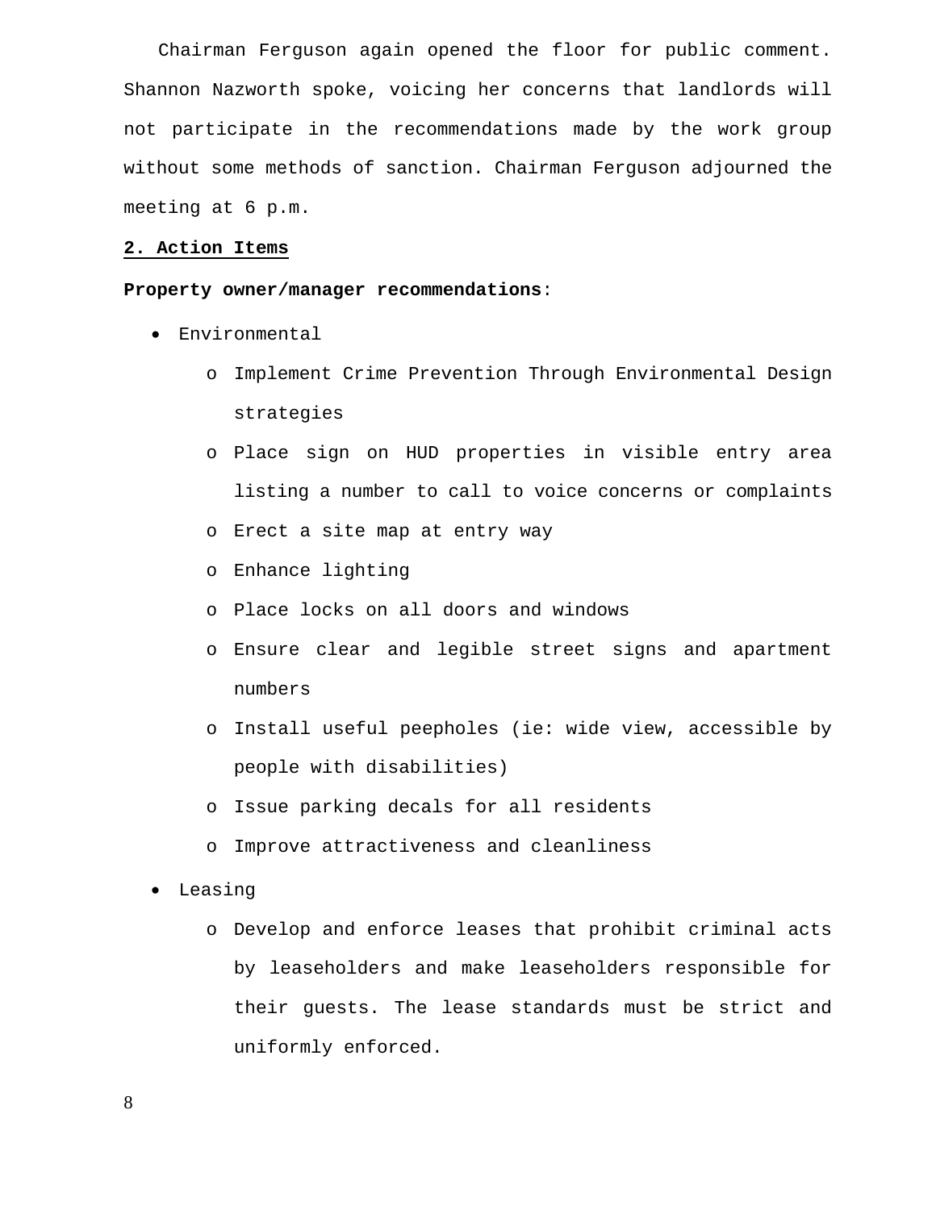Chairman Ferguson again opened the floor for public comment. Shannon Nazworth spoke, voicing her concerns that landlords will not participate in the recommendations made by the work group without some methods of sanction. Chairman Ferguson adjourned the meeting at 6 p.m.

## 2. Action Items

**Property owner/manager recommendations**:

- Environmental
  - Implement Crime Prevention Through Environmental Design strategies
  - Place sign on HUD properties in visible entry area listing a number to call to voice concerns or complaints
  - Erect a site map at entry way
  - Enhance lighting
  - Place locks on all doors and windows
  - Ensure clear and legible street signs and apartment numbers
  - Install useful peepholes (ie: wide view, accessible by people with disabilities)
  - Issue parking decals for all residents
  - Improve attractiveness and cleanliness
- Leasing
  - Develop and enforce leases that prohibit criminal acts by leaseholders and make leaseholders responsible for their guests. The lease standards must be strict and uniformly enforced.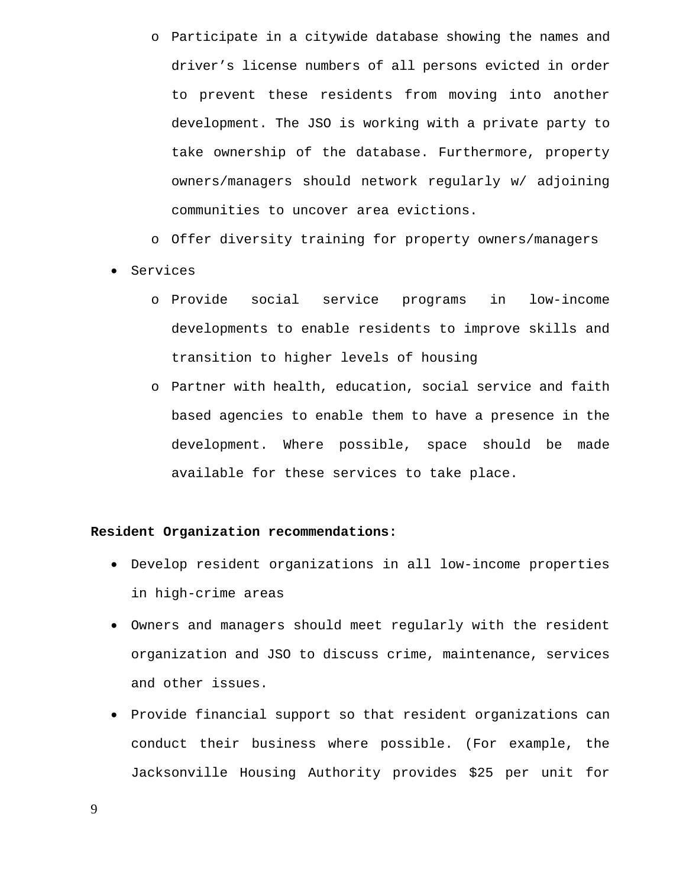- Participate in a citywide database showing the names and driver's license numbers of all persons evicted in order to prevent these residents from moving into another development. The JSO is working with a private party to take ownership of the database. Furthermore, property owners/managers should network regularly w/ adjoining communities to uncover area evictions.
    - Offer diversity training for property owners/managers
- Services
    - Provide social service programs in low-income developments to enable residents to improve skills and transition to higher levels of housing
    - Partner with health, education, social service and faith based agencies to enable them to have a presence in the development. Where possible, space should be made available for these services to take place.

**Resident Organization recommendations:**

- Develop resident organizations in all low-income properties in high-crime areas
- Owners and managers should meet regularly with the resident organization and JSO to discuss crime, maintenance, services and other issues.
- Provide financial support so that resident organizations can conduct their business where possible. (For example, the Jacksonville Housing Authority provides $25 per unit for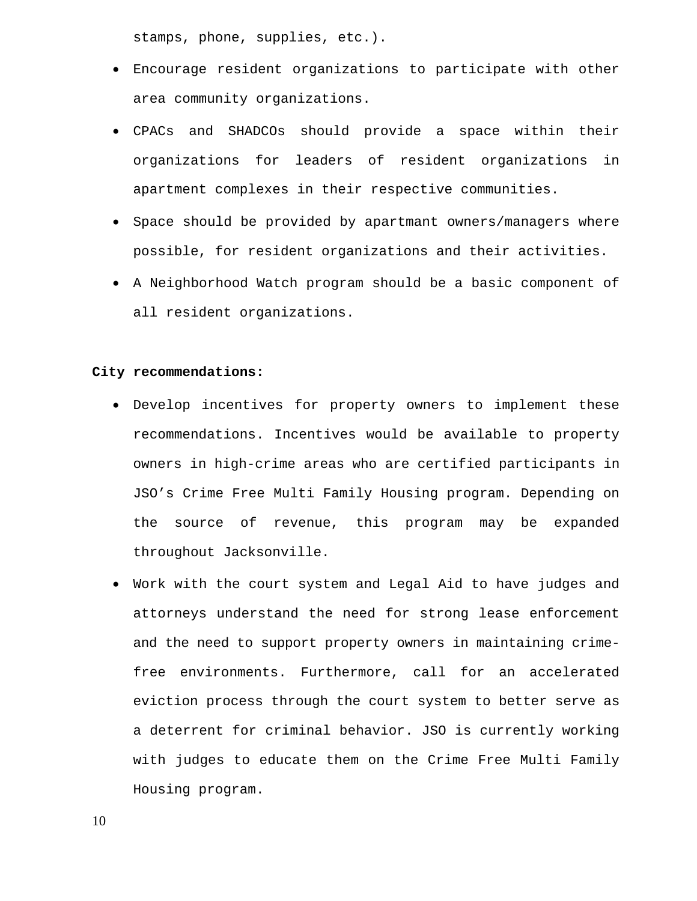stamps, phone, supplies, etc.).

- Encourage resident organizations to participate with other area community organizations.
- CPACs and SHADCOs should provide a space within their organizations for leaders of resident organizations in apartment complexes in their respective communities.
- Space should be provided by apartmant owners/managers where possible, for resident organizations and their activities.
- A Neighborhood Watch program should be a basic component of all resident organizations.

**City recommendations:**

- Develop incentives for property owners to implement these recommendations. Incentives would be available to property owners in high-crime areas who are certified participants in JSO's Crime Free Multi Family Housing program. Depending on the source of revenue, this program may be expanded throughout Jacksonville.
- Work with the court system and Legal Aid to have judges and attorneys understand the need for strong lease enforcement and the need to support property owners in maintaining crime-free environments. Furthermore, call for an accelerated eviction process through the court system to better serve as a deterrent for criminal behavior. JSO is currently working with judges to educate them on the Crime Free Multi Family Housing program.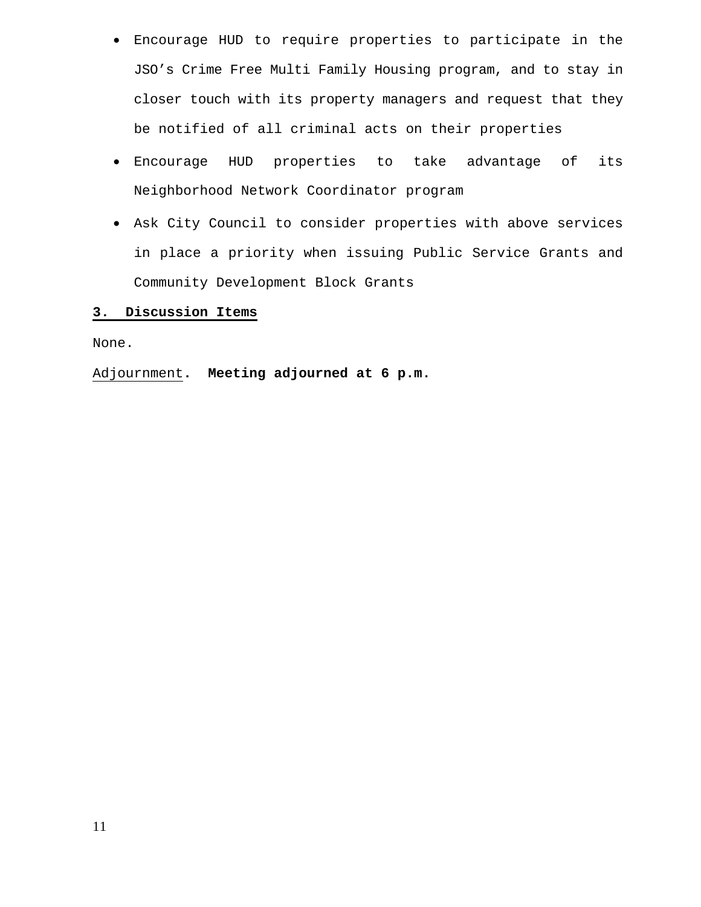- Encourage HUD to require properties to participate in the JSO's Crime Free Multi Family Housing program, and to stay in closer touch with its property managers and request that they be notified of all criminal acts on their properties
- Encourage HUD properties to take advantage of its Neighborhood Network Coordinator program
- Ask City Council to consider properties with above services in place a priority when issuing Public Service Grants and Community Development Block Grants

**3. Discussion Items**

None.

Adjournment. **Meeting adjourned at 6 p.m.**